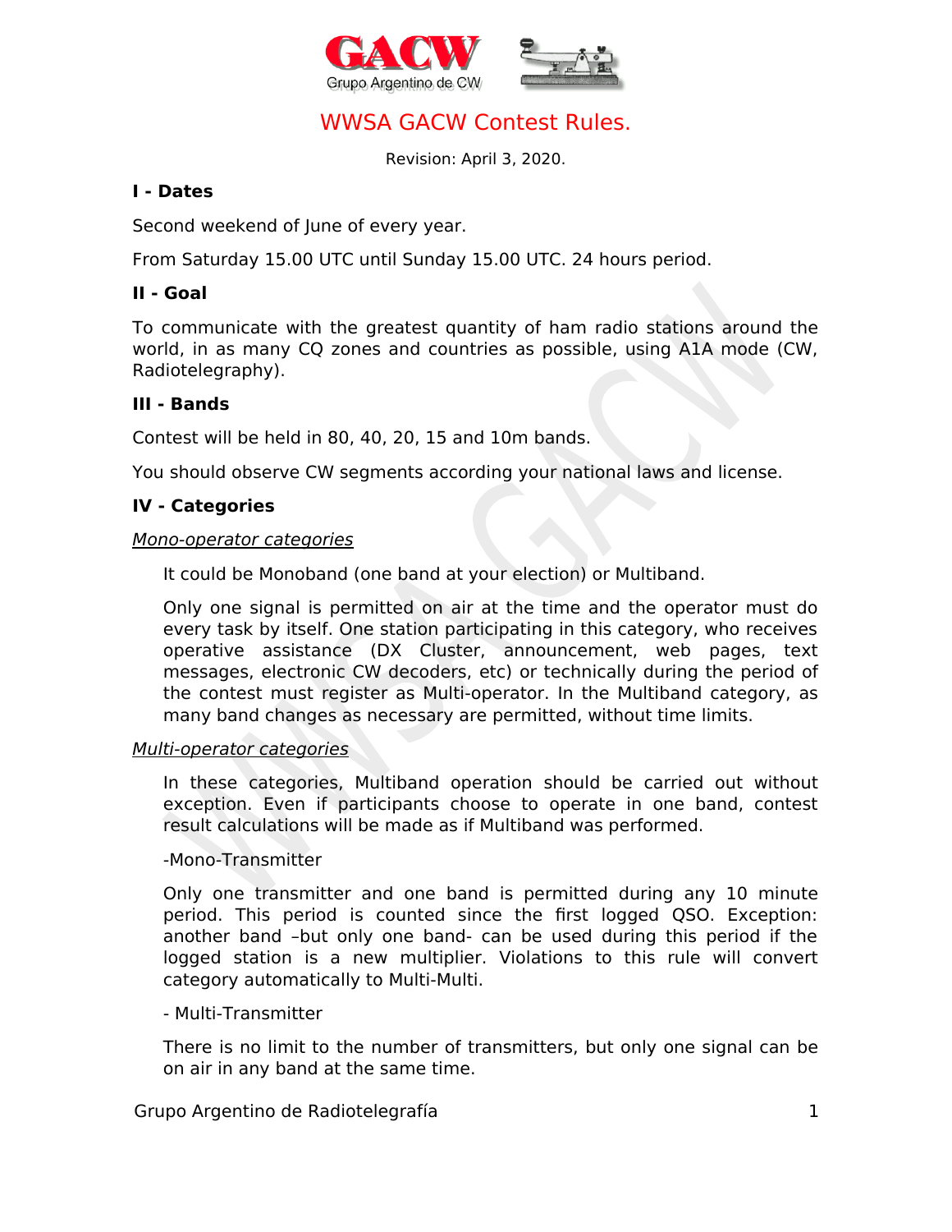GACW
Grupo Argentino de CW

# WWSA GACW Contest Rules.

Revision: April 3, 2020.

## I - Dates

Second weekend of June of every year.

From Saturday 15.00 UTC until Sunday 15.00 UTC. 24 hours period.

## II - Goal

To communicate with the greatest quantity of ham radio stations around the world, in as many CQ zones and countries as possible, using A1A mode (CW, Radiotelegraphy).

## III - Bands

Contest will be held in 80, 40, 20, 15 and 10m bands.

You should observe CW segments according your national laws and license.

## IV - Categories

*Mono-operator categories*

It could be Monoband (one band at your election) or Multiband.

Only one signal is permitted on air at the time and the operator must do every task by itself. One station participating in this category, who receives operative assistance (DX Cluster, announcement, web pages, text messages, electronic CW decoders, etc) or technically during the period of the contest must register as Multi-operator. In the Multiband category, as many band changes as necessary are permitted, without time limits.

*Multi-operator categories*

In these categories, Multiband operation should be carried out without exception. Even if participants choose to operate in one band, contest result calculations will be made as if Multiband was performed.

-Mono-Transmitter

Only one transmitter and one band is permitted during any 10 minute period. This period is counted since the first logged QSO. Exception: another band –but only one band- can be used during this period if the logged station is a new multiplier. Violations to this rule will convert category automatically to Multi-Multi.

- Multi-Transmitter

There is no limit to the number of transmitters, but only one signal can be on air in any band at the same time.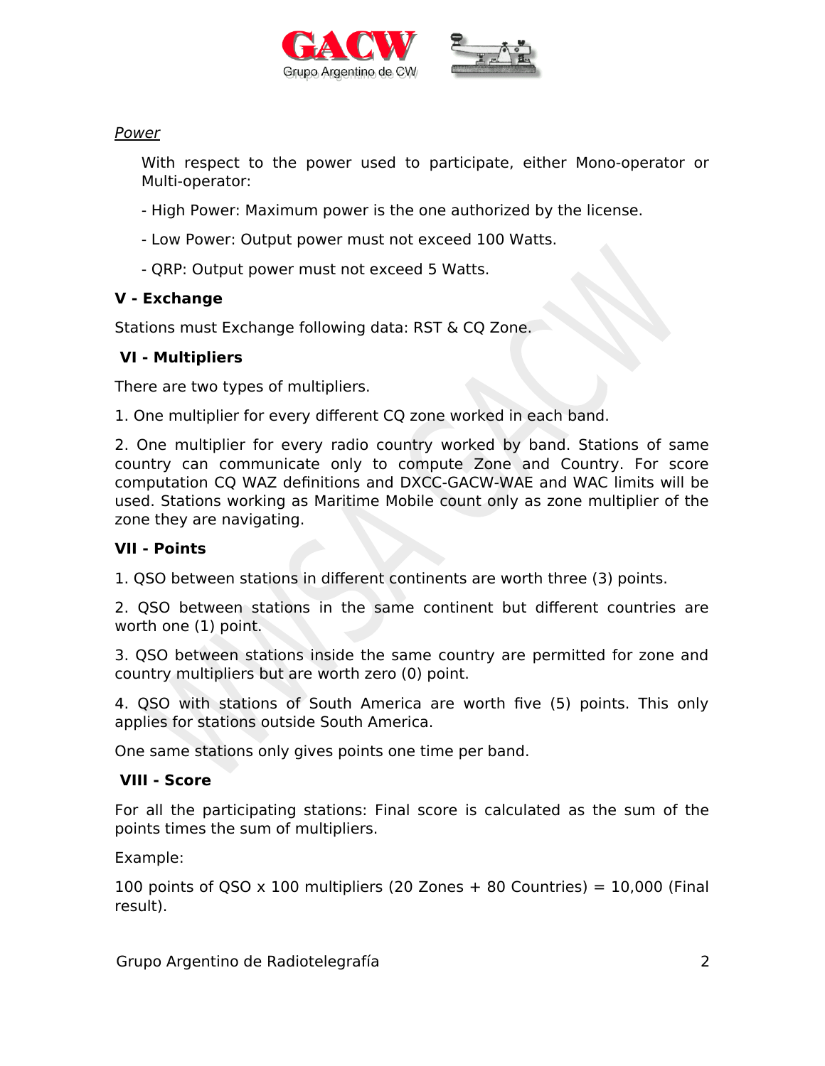*Power*

With respect to the power used to participate, either Mono-operator or Multi-operator:

- High Power: Maximum power is the one authorized by the license.

- Low Power: Output power must not exceed 100 Watts.

- QRP: Output power must not exceed 5 Watts.

**V - Exchange**

Stations must Exchange following data: RST & CQ Zone.

**VI - Multipliers**

There are two types of multipliers.

1. One multiplier for every different CQ zone worked in each band.

2. One multiplier for every radio country worked by band. Stations of same country can communicate only to compute Zone and Country. For score computation CQ WAZ definitions and DXCC-GACW-WAE and WAC limits will be used. Stations working as Maritime Mobile count only as zone multiplier of the zone they are navigating.

**VII - Points**

1. QSO between stations in different continents are worth three (3) points.

2. QSO between stations in the same continent but different countries are worth one (1) point.

3. QSO between stations inside the same country are permitted for zone and country multipliers but are worth zero (0) point.

4. QSO with stations of South America are worth five (5) points. This only applies for stations outside South America.

One same stations only gives points one time per band.

**VIII - Score**

For all the participating stations: Final score is calculated as the sum of the points times the sum of multipliers.

Example:

100 points of QSO x 100 multipliers (20 Zones + 80 Countries) = 10,000 (Final result).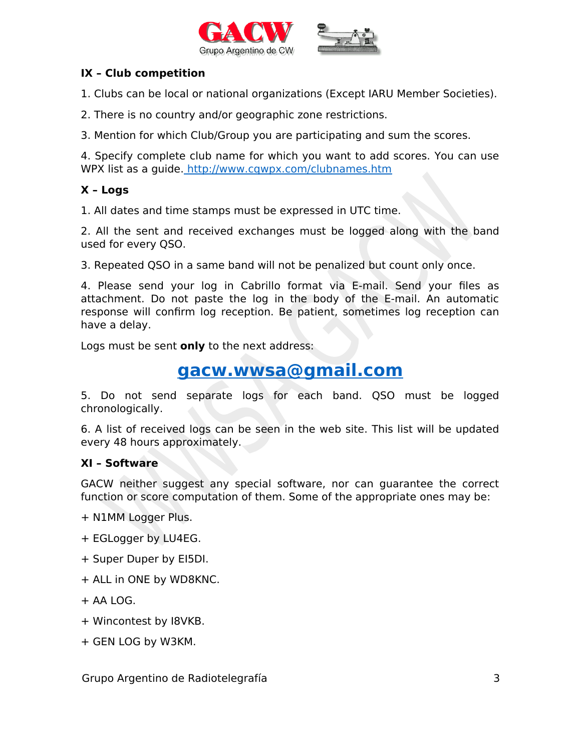### IX – Club competition

1. Clubs can be local or national organizations (Except IARU Member Societies).

2. There is no country and/or geographic zone restrictions.

3. Mention for which Club/Group you are participating and sum the scores.

4. Specify complete club name for which you want to add scores. You can use WPX list as a guide. http://www.cqwpx.com/clubnames.htm

### X – Logs

1. All dates and time stamps must be expressed in UTC time.

2. All the sent and received exchanges must be logged along with the band used for every QSO.

3. Repeated QSO in a same band will not be penalized but count only once.

4. Please send your log in Cabrillo format via E-mail. Send your files as attachment. Do not paste the log in the body of the E-mail. An automatic response will confirm log reception. Be patient, sometimes log reception can have a delay.

Logs must be sent **only** to the next address:

**gacw.wwsa@gmail.com**

5. Do not send separate logs for each band. QSO must be logged chronologically.

6. A list of received logs can be seen in the web site. This list will be updated every 48 hours approximately.

### XI – Software

GACW neither suggest any special software, nor can guarantee the correct function or score computation of them. Some of the appropriate ones may be:

+ N1MM Logger Plus.

+ EGLogger by LU4EG.

+ Super Duper by EI5DI.

+ ALL in ONE by WD8KNC.

+ AA LOG.

+ Wincontest by I8VKB.

+ GEN LOG by W3KM.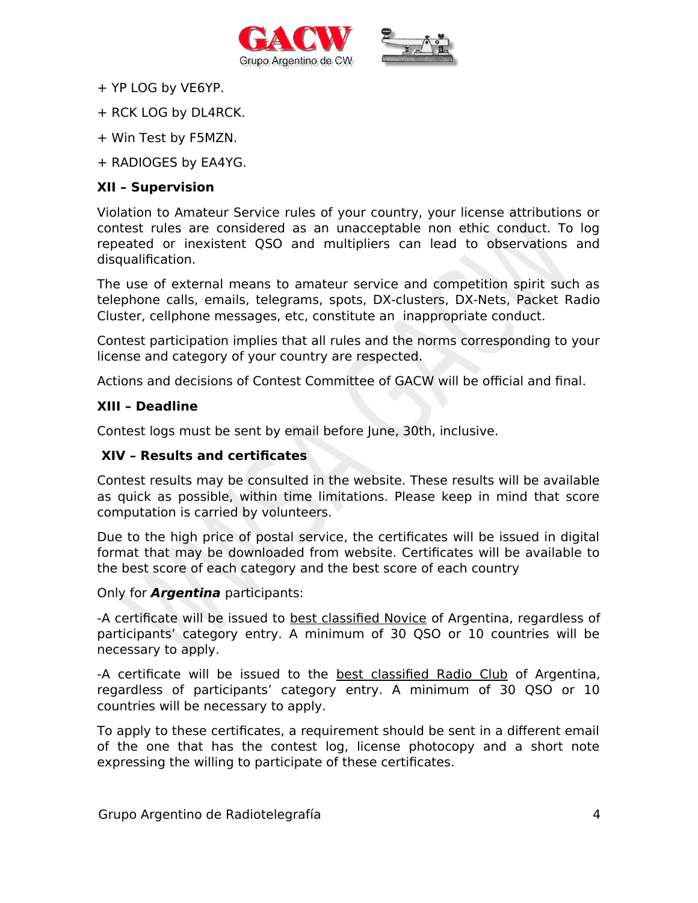+ YP LOG by VE6YP.

+ RCK LOG by DL4RCK.

+ Win Test by F5MZN.

+ RADIOGES by EA4YG.

**XII – Supervision**

Violation to Amateur Service rules of your country, your license attributions or contest rules are considered as an unacceptable non ethic conduct. To log repeated or inexistent QSO and multipliers can lead to observations and disqualification.

The use of external means to amateur service and competition spirit such as telephone calls, emails, telegrams, spots, DX-clusters, DX-Nets, Packet Radio Cluster, cellphone messages, etc, constitute an inappropriate conduct.

Contest participation implies that all rules and the norms corresponding to your license and category of your country are respected.

Actions and decisions of Contest Committee of GACW will be official and final.

**XIII – Deadline**

Contest logs must be sent by email before June, 30th, inclusive.

**XIV – Results and certificates**

Contest results may be consulted in the website. These results will be available as quick as possible, within time limitations. Please keep in mind that score computation is carried by volunteers.

Due to the high price of postal service, the certificates will be issued in digital format that may be downloaded from website. Certificates will be available to the best score of each category and the best score of each country

Only for ***Argentina*** participants:

-A certificate will be issued to <u>best classified Novice</u> of Argentina, regardless of participants' category entry. A minimum of 30 QSO or 10 countries will be necessary to apply.

-A certificate will be issued to the <u>best classified Radio Club</u> of Argentina, regardless of participants' category entry. A minimum of 30 QSO or 10 countries will be necessary to apply.

To apply to these certificates, a requirement should be sent in a different email of the one that has the contest log, license photocopy and a short note expressing the willing to participate of these certificates.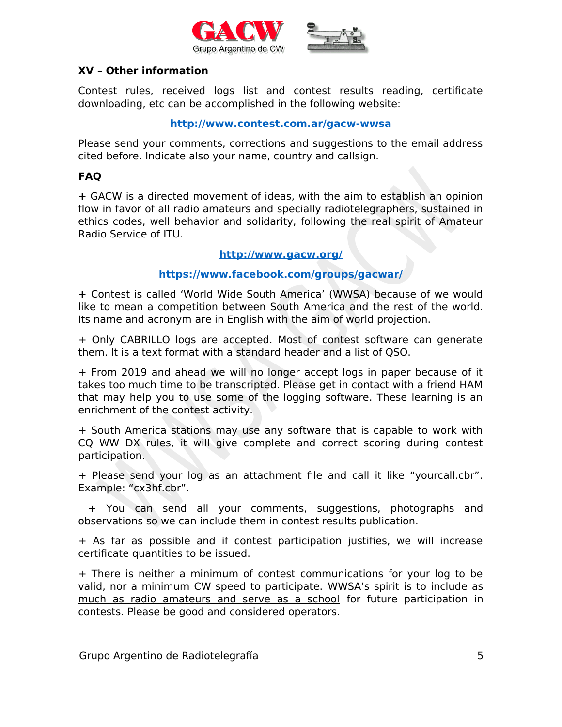## XV – Other information

Contest rules, received logs list and contest results reading, certificate downloading, etc can be accomplished in the following website:

**http://www.contest.com.ar/gacw-wwsa**

Please send your comments, corrections and suggestions to the email address cited before. Indicate also your name, country and callsign.

## FAQ

**+** GACW is a directed movement of ideas, with the aim to establish an opinion flow in favor of all radio amateurs and specially radiotelegraphers, sustained in ethics codes, well behavior and solidarity, following the real spirit of Amateur Radio Service of ITU.

**http://www.gacw.org/**

**https://www.facebook.com/groups/gacwar/**

**+** Contest is called 'World Wide South America' (WWSA) because of we would like to mean a competition between South America and the rest of the world. Its name and acronym are in English with the aim of world projection.

+ Only CABRILLO logs are accepted. Most of contest software can generate them. It is a text format with a standard header and a list of QSO.

+ From 2019 and ahead we will no longer accept logs in paper because of it takes too much time to be transcripted. Please get in contact with a friend HAM that may help you to use some of the logging software. These learning is an enrichment of the contest activity.

+ South America stations may use any software that is capable to work with CQ WW DX rules, it will give complete and correct scoring during contest participation.

+ Please send your log as an attachment file and call it like "yourcall.cbr". Example: "cx3hf.cbr".

+ You can send all your comments, suggestions, photographs and observations so we can include them in contest results publication.

+ As far as possible and if contest participation justifies, we will increase certificate quantities to be issued.

+ There is neither a minimum of contest communications for your log to be valid, nor a minimum CW speed to participate. WWSA's spirit is to include as much as radio amateurs and serve as a school for future participation in contests. Please be good and considered operators.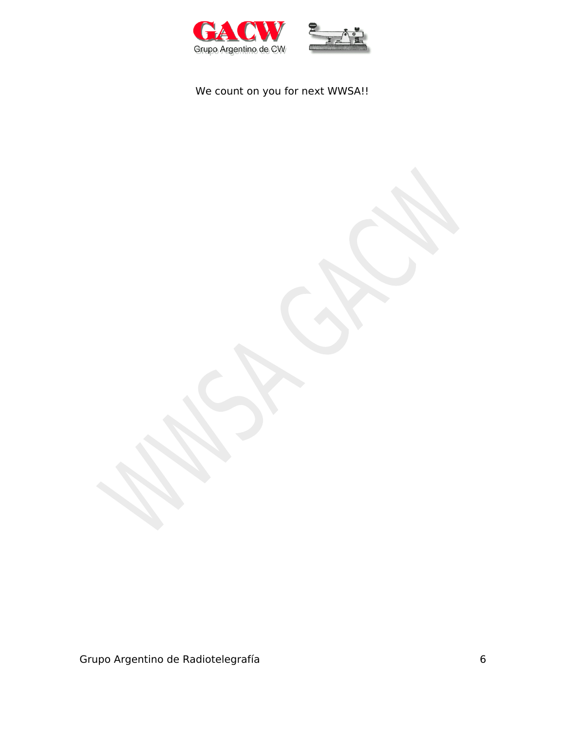We count on you for next WWSA!!